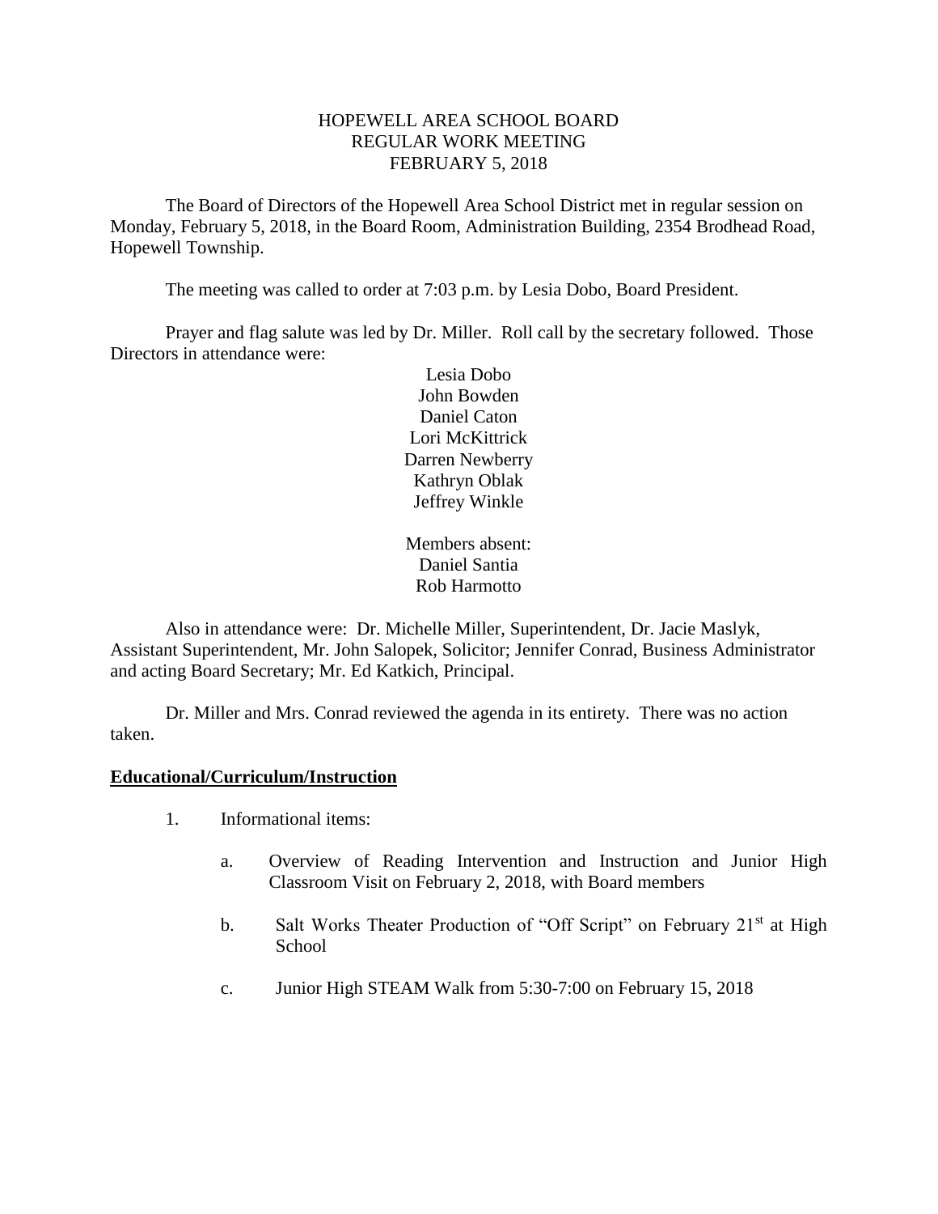# HOPEWELL AREA SCHOOL BOARD
## REGULAR WORK MEETING
## FEBRUARY 5, 2018

The Board of Directors of the Hopewell Area School District met in regular session on Monday, February 5, 2018, in the Board Room, Administration Building, 2354 Brodhead Road, Hopewell Township.

The meeting was called to order at 7:03 p.m. by Lesia Dobo, Board President.

Prayer and flag salute was led by Dr. Miller. Roll call by the secretary followed. Those Directors in attendance were:

Lesia Dobo
John Bowden
Daniel Caton
Lori McKittrick
Darren Newberry
Kathryn Oblak
Jeffrey Winkle

Members absent:
Daniel Santia
Rob Harmotto

Also in attendance were: Dr. Michelle Miller, Superintendent, Dr. Jacie Maslyk, Assistant Superintendent, Mr. John Salopek, Solicitor; Jennifer Conrad, Business Administrator and acting Board Secretary; Mr. Ed Katkich, Principal.

Dr. Miller and Mrs. Conrad reviewed the agenda in its entirety. There was no action taken.

**Educational/Curriculum/Instruction**

1. Informational items:

   a. Overview of Reading Intervention and Instruction and Junior High Classroom Visit on February 2, 2018, with Board members

   b. Salt Works Theater Production of "Off Script" on February 21st at High School

   c. Junior High STEAM Walk from 5:30-7:00 on February 15, 2018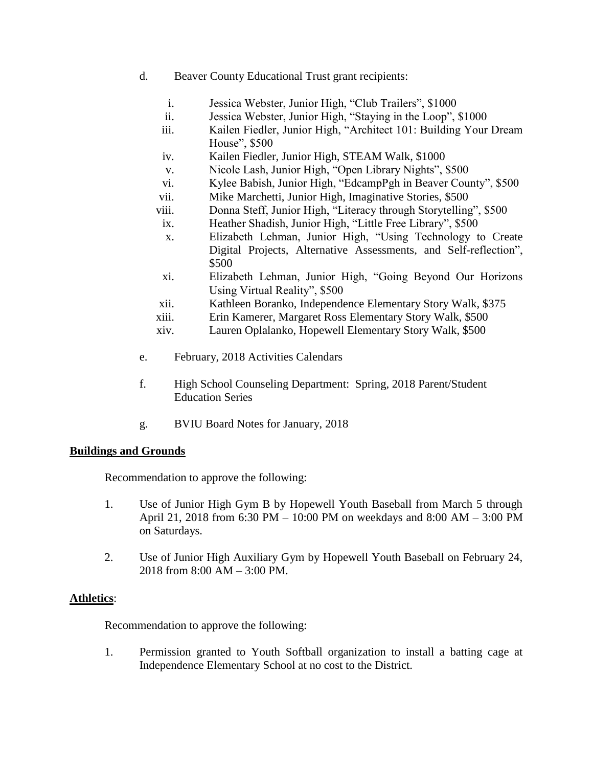d. Beaver County Educational Trust grant recipients:

   i. Jessica Webster, Junior High, "Club Trailers", $1000
   ii. Jessica Webster, Junior High, "Staying in the Loop", $1000
   iii. Kailen Fiedler, Junior High, "Architect 101: Building Your Dream House", $500
   iv. Kailen Fiedler, Junior High, STEAM Walk, $1000
   v. Nicole Lash, Junior High, "Open Library Nights", $500
   vi. Kylee Babish, Junior High, "EdcampPgh in Beaver County", $500
   vii. Mike Marchetti, Junior High, Imaginative Stories, $500
   viii. Donna Steff, Junior High, "Literacy through Storytelling", $500
   ix. Heather Shadish, Junior High, "Little Free Library", $500
   x. Elizabeth Lehman, Junior High, "Using Technology to Create Digital Projects, Alternative Assessments, and Self-reflection", $500
   xi. Elizabeth Lehman, Junior High, "Going Beyond Our Horizons Using Virtual Reality", $500
   xii. Kathleen Boranko, Independence Elementary Story Walk, $375
   xiii. Erin Kamerer, Margaret Ross Elementary Story Walk, $500
   xiv. Lauren Oplalanko, Hopewell Elementary Story Walk, $500

e. February, 2018 Activities Calendars

f. High School Counseling Department: Spring, 2018 Parent/Student Education Series

g. BVIU Board Notes for January, 2018

## Buildings and Grounds

Recommendation to approve the following:

1. Use of Junior High Gym B by Hopewell Youth Baseball from March 5 through April 21, 2018 from 6:30 PM – 10:00 PM on weekdays and 8:00 AM – 3:00 PM on Saturdays.

2. Use of Junior High Auxiliary Gym by Hopewell Youth Baseball on February 24, 2018 from 8:00 AM – 3:00 PM.

## Athletics:

Recommendation to approve the following:

1. Permission granted to Youth Softball organization to install a batting cage at Independence Elementary School at no cost to the District.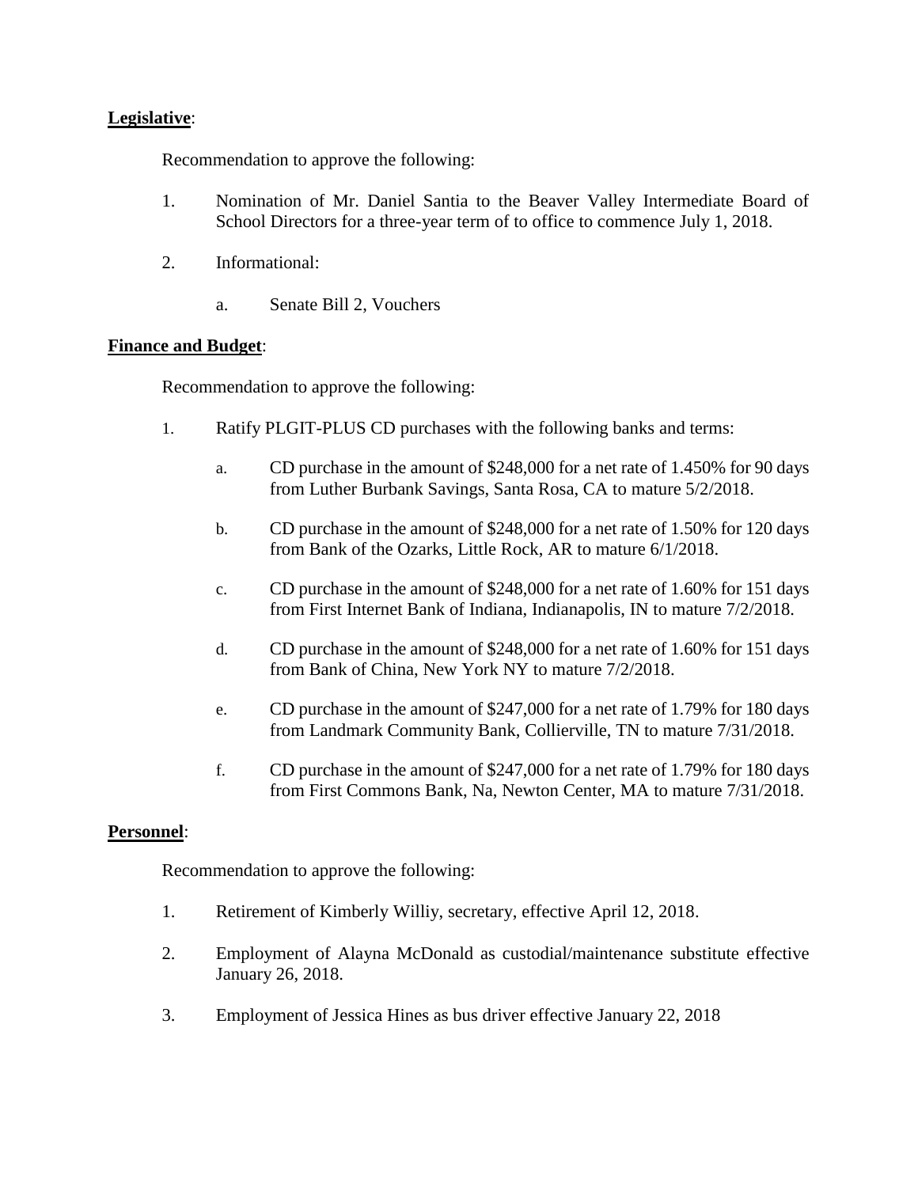**Legislative**:

Recommendation to approve the following:

1. Nomination of Mr. Daniel Santia to the Beaver Valley Intermediate Board of School Directors for a three-year term of to office to commence July 1, 2018.

2. Informational:

   a. Senate Bill 2, Vouchers

**Finance and Budget**:

Recommendation to approve the following:

1. Ratify PLGIT-PLUS CD purchases with the following banks and terms:

   a. CD purchase in the amount of $248,000 for a net rate of 1.450% for 90 days from Luther Burbank Savings, Santa Rosa, CA to mature 5/2/2018.

   b. CD purchase in the amount of $248,000 for a net rate of 1.50% for 120 days from Bank of the Ozarks, Little Rock, AR to mature 6/1/2018.

   c. CD purchase in the amount of $248,000 for a net rate of 1.60% for 151 days from First Internet Bank of Indiana, Indianapolis, IN to mature 7/2/2018.

   d. CD purchase in the amount of $248,000 for a net rate of 1.60% for 151 days from Bank of China, New York NY to mature 7/2/2018.

   e. CD purchase in the amount of $247,000 for a net rate of 1.79% for 180 days from Landmark Community Bank, Collierville, TN to mature 7/31/2018.

   f. CD purchase in the amount of $247,000 for a net rate of 1.79% for 180 days from First Commons Bank, Na, Newton Center, MA to mature 7/31/2018.

**Personnel**:

Recommendation to approve the following:

1. Retirement of Kimberly Williy, secretary, effective April 12, 2018.

2. Employment of Alayna McDonald as custodial/maintenance substitute effective January 26, 2018.

3. Employment of Jessica Hines as bus driver effective January 22, 2018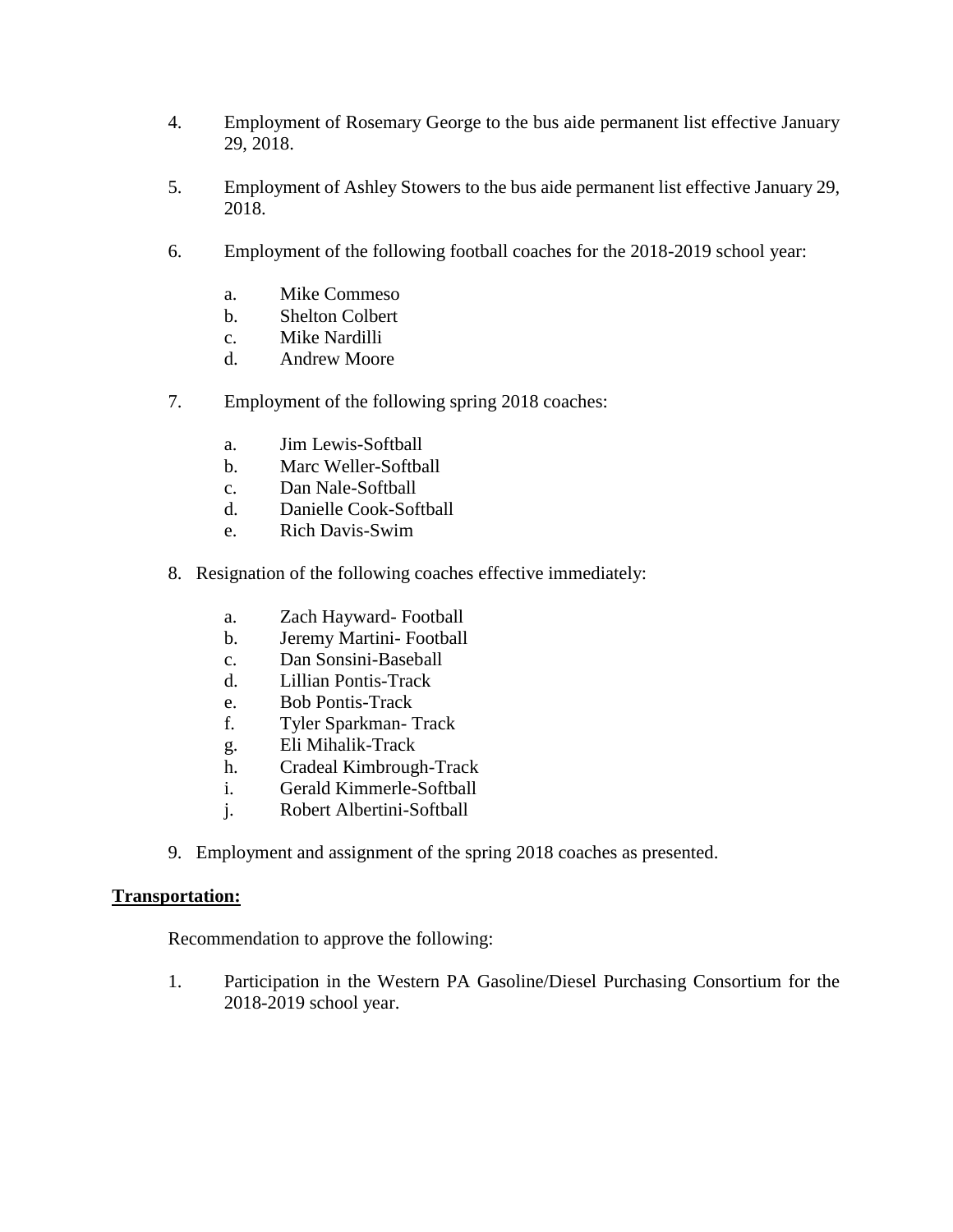4. Employment of Rosemary George to the bus aide permanent list effective January 29, 2018.

5. Employment of Ashley Stowers to the bus aide permanent list effective January 29, 2018.

6. Employment of the following football coaches for the 2018-2019 school year:

   a. Mike Commeso
   b. Shelton Colbert
   c. Mike Nardilli
   d. Andrew Moore

7. Employment of the following spring 2018 coaches:

   a. Jim Lewis-Softball
   b. Marc Weller-Softball
   c. Dan Nale-Softball
   d. Danielle Cook-Softball
   e. Rich Davis-Swim

8. Resignation of the following coaches effective immediately:

   a. Zach Hayward- Football
   b. Jeremy Martini- Football
   c. Dan Sonsini-Baseball
   d. Lillian Pontis-Track
   e. Bob Pontis-Track
   f. Tyler Sparkman- Track
   g. Eli Mihalik-Track
   h. Cradeal Kimbrough-Track
   i. Gerald Kimmerle-Softball
   j. Robert Albertini-Softball

9. Employment and assignment of the spring 2018 coaches as presented.

**Transportation:**

Recommendation to approve the following:

1. Participation in the Western PA Gasoline/Diesel Purchasing Consortium for the 2018-2019 school year.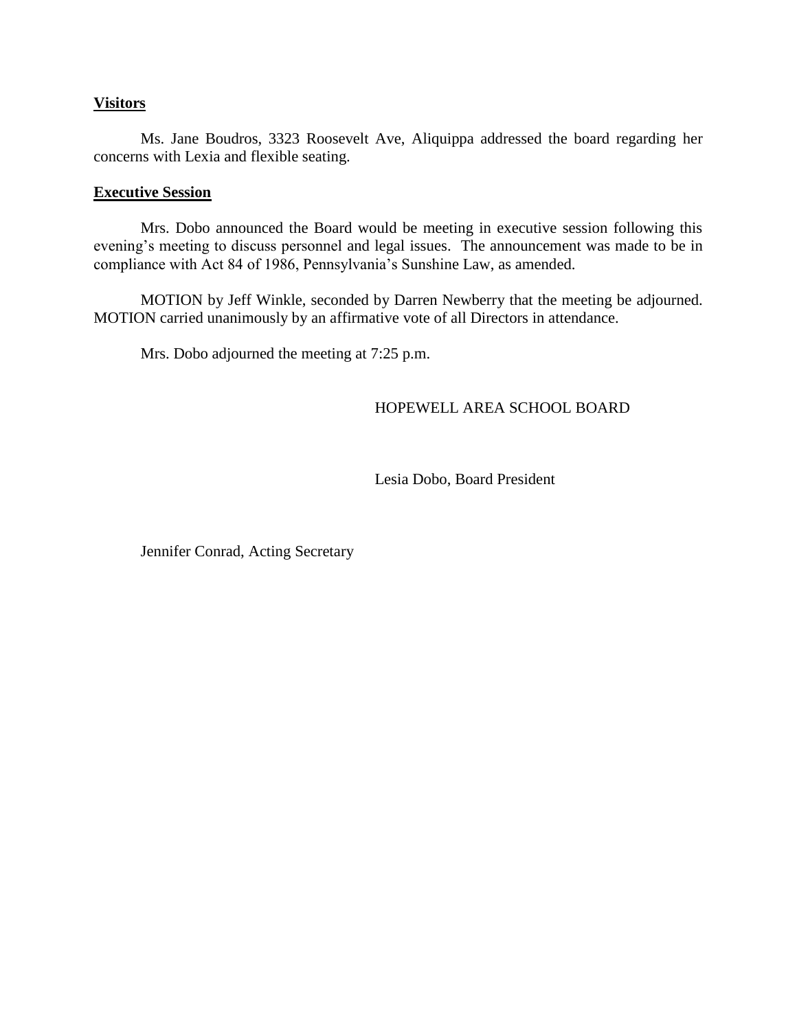**Visitors**

Ms. Jane Boudros, 3323 Roosevelt Ave, Aliquippa addressed the board regarding her concerns with Lexia and flexible seating.

**Executive Session**

Mrs. Dobo announced the Board would be meeting in executive session following this evening's meeting to discuss personnel and legal issues. The announcement was made to be in compliance with Act 84 of 1986, Pennsylvania's Sunshine Law, as amended.

MOTION by Jeff Winkle, seconded by Darren Newberry that the meeting be adjourned. MOTION carried unanimously by an affirmative vote of all Directors in attendance.

Mrs. Dobo adjourned the meeting at 7:25 p.m.

HOPEWELL AREA SCHOOL BOARD

Lesia Dobo, Board President

Jennifer Conrad, Acting Secretary